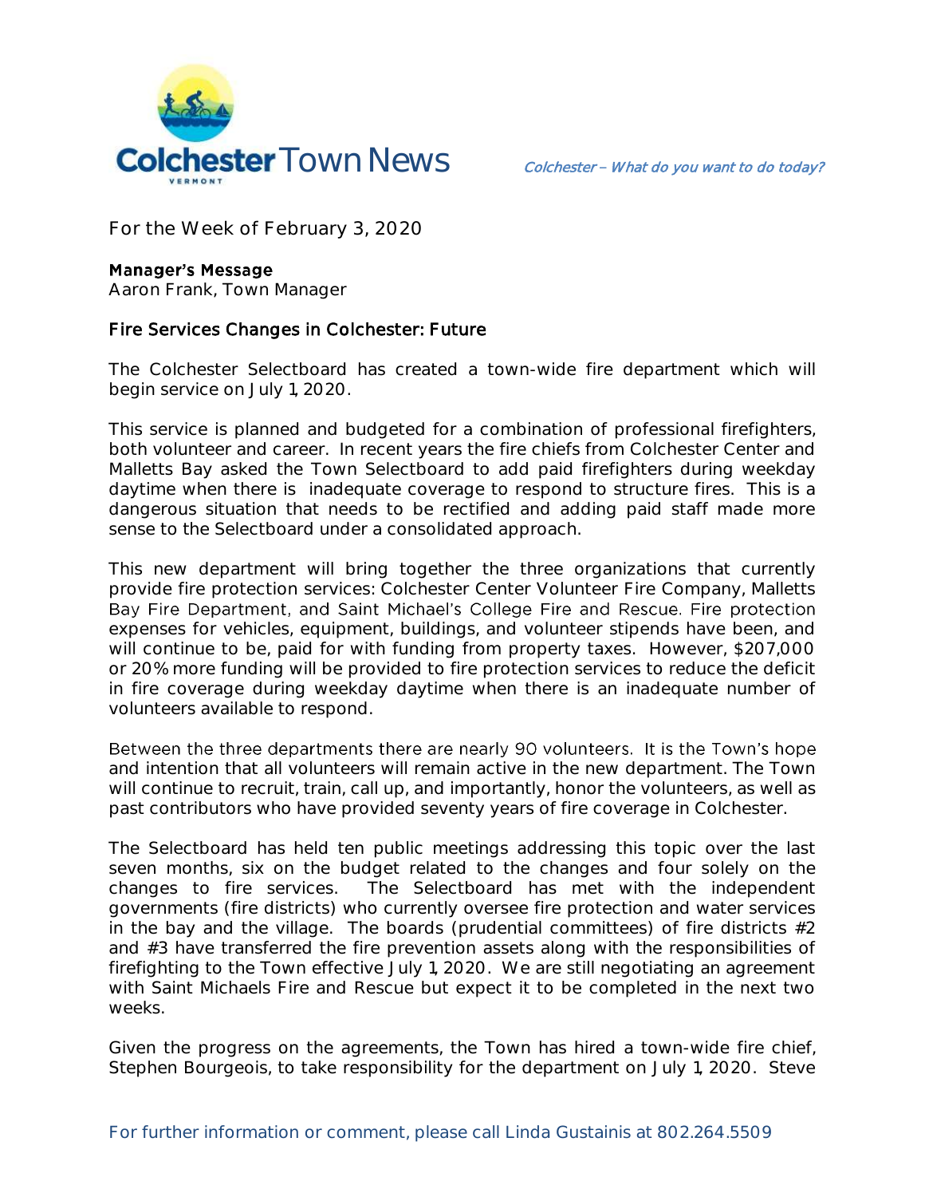# Colchester Town News

*Colchester – What do you want to do today?*

For the Week of February 3, 2020

**Manager's Message**
Aaron Frank, Town Manager

## Fire Services Changes in Colchester: Future

The Colchester Selectboard has created a town-wide fire department which will begin service on July 1, 2020.

This service is planned and budgeted for a combination of professional firefighters, both volunteer and career. In recent years the fire chiefs from Colchester Center and Malletts Bay asked the Town Selectboard to add paid firefighters during weekday daytime when there is inadequate coverage to respond to structure fires. This is a dangerous situation that needs to be rectified and adding paid staff made more sense to the Selectboard under a consolidated approach.

This new department will bring together the three organizations that currently provide fire protection services: Colchester Center Volunteer Fire Company, Malletts Bay Fire Department, and Saint Michael's College Fire and Rescue. Fire protection expenses for vehicles, equipment, buildings, and volunteer stipends have been, and will continue to be, paid for with funding from property taxes. However, $207,000 or 20% more funding will be provided to fire protection services to reduce the deficit in fire coverage during weekday daytime when there is an inadequate number of volunteers available to respond.

Between the three departments there are nearly 90 volunteers. It is the Town's hope and intention that all volunteers will remain active in the new department. The Town will continue to recruit, train, call up, and importantly, honor the volunteers, as well as past contributors who have provided seventy years of fire coverage in Colchester.

The Selectboard has held ten public meetings addressing this topic over the last seven months, six on the budget related to the changes and four solely on the changes to fire services. The Selectboard has met with the independent governments (fire districts) who currently oversee fire protection and water services in the bay and the village. The boards (prudential committees) of fire districts #2 and #3 have transferred the fire prevention assets along with the responsibilities of firefighting to the Town effective July 1, 2020. We are still negotiating an agreement with Saint Michaels Fire and Rescue but expect it to be completed in the next two weeks.

Given the progress on the agreements, the Town has hired a town-wide fire chief, Stephen Bourgeois, to take responsibility for the department on July 1, 2020. Steve

For further information or comment, please call Linda Gustainis at 802.264.5509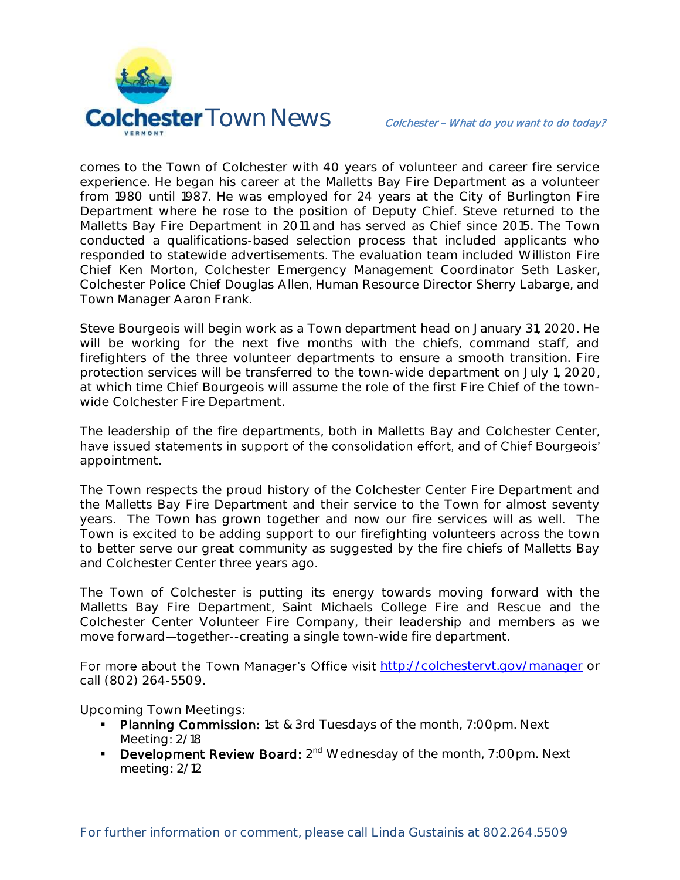comes to the Town of Colchester with 40 years of volunteer and career fire service experience. He began his career at the Malletts Bay Fire Department as a volunteer from 1980 until 1987. He was employed for 24 years at the City of Burlington Fire Department where he rose to the position of Deputy Chief. Steve returned to the Malletts Bay Fire Department in 2011 and has served as Chief since 2015. The Town conducted a qualifications-based selection process that included applicants who responded to statewide advertisements. The evaluation team included Williston Fire Chief Ken Morton, Colchester Emergency Management Coordinator Seth Lasker, Colchester Police Chief Douglas Allen, Human Resource Director Sherry Labarge, and Town Manager Aaron Frank.

Steve Bourgeois will begin work as a Town department head on January 31, 2020. He will be working for the next five months with the chiefs, command staff, and firefighters of the three volunteer departments to ensure a smooth transition. Fire protection services will be transferred to the town-wide department on July 1, 2020, at which time Chief Bourgeois will assume the role of the first Fire Chief of the town-wide Colchester Fire Department.

The leadership of the fire departments, both in Malletts Bay and Colchester Center, have issued statements in support of the consolidation effort, and of Chief Bourgeois' appointment.

The Town respects the proud history of the Colchester Center Fire Department and the Malletts Bay Fire Department and their service to the Town for almost seventy years. The Town has grown together and now our fire services will as well. The Town is excited to be adding support to our firefighting volunteers across the town to better serve our great community as suggested by the fire chiefs of Malletts Bay and Colchester Center three years ago.

The Town of Colchester is putting its energy towards moving forward with the Malletts Bay Fire Department, Saint Michaels College Fire and Rescue and the Colchester Center Volunteer Fire Company, their leadership and members as we move forward—together--creating a single town-wide fire department.

For more about the Town Manager's Office visit [http://colchestervt.gov/manager](http://colchestervt.gov/manager) or call (802) 264-5509.

Upcoming Town Meetings:

- **Planning Commission:** 1st & 3rd Tuesdays of the month, 7:00pm. Next Meeting: 2/18
- **Development Review Board:** 2nd Wednesday of the month, 7:00pm. Next meeting: 2/12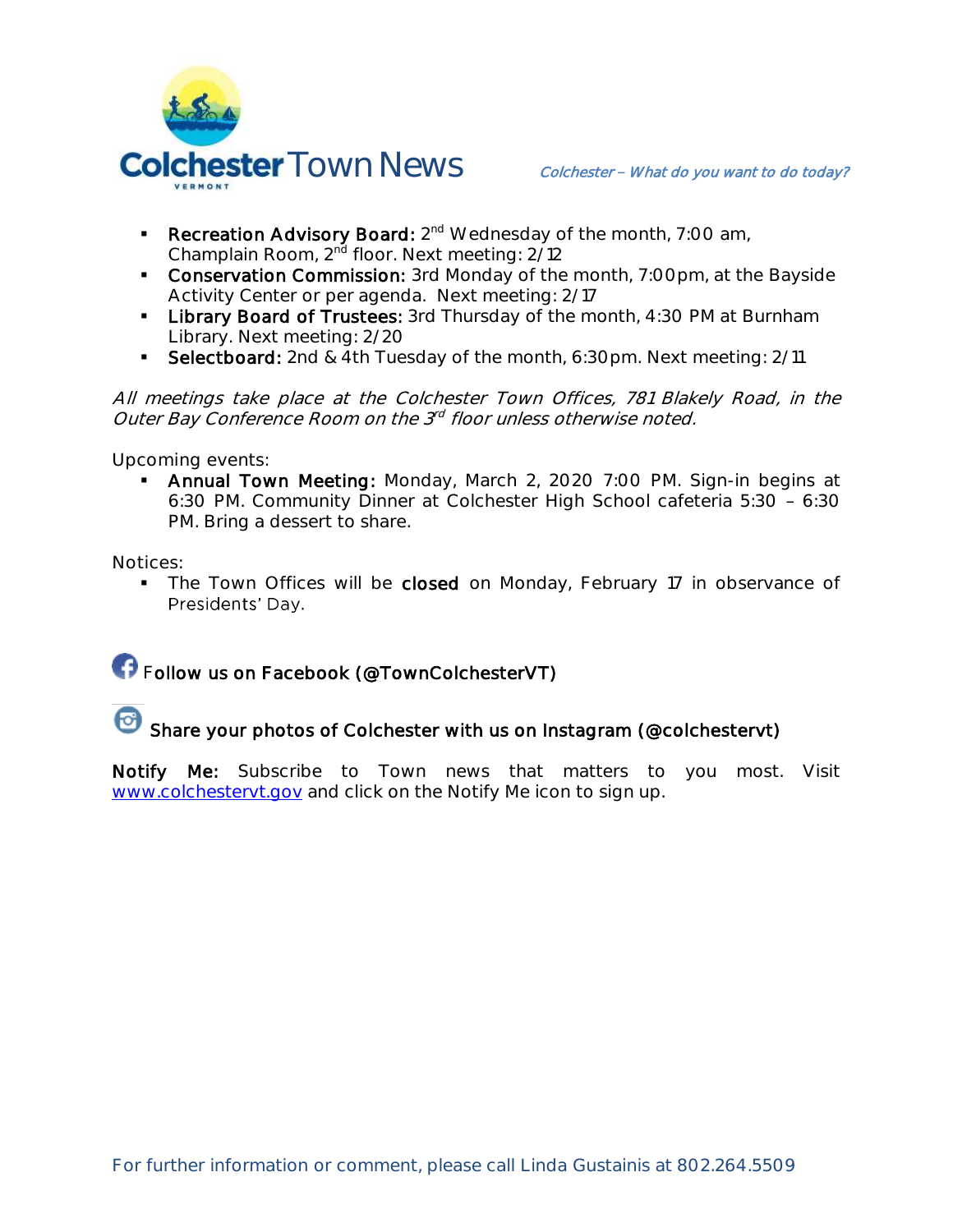- **Recreation Advisory Board:** 2nd Wednesday of the month, 7:00 am, Champlain Room, 2nd floor. Next meeting: 2/12
- **Conservation Commission:** 3rd Monday of the month, 7:00pm, at the Bayside Activity Center or per agenda. Next meeting: 2/17
- **Library Board of Trustees:** 3rd Thursday of the month, 4:30 PM at Burnham Library. Next meeting: 2/20
- **Selectboard:** 2nd & 4th Tuesday of the month, 6:30pm. Next meeting: 2/11

*All meetings take place at the Colchester Town Offices, 781 Blakely Road, in the Outer Bay Conference Room on the 3rd floor unless otherwise noted.*

Upcoming events:

- **Annual Town Meeting:** Monday, March 2, 2020 7:00 PM. Sign-in begins at 6:30 PM. Community Dinner at Colchester High School cafeteria 5:30 – 6:30 PM. Bring a dessert to share.

Notices:

- The Town Offices will be **closed** on Monday, February 17 in observance of Presidents' Day.

**Follow us on Facebook (@TownColchesterVT)**

**Share your photos of Colchester with us on Instagram (@colchestervt)**

**Notify Me:** Subscribe to Town news that matters to you most. Visit www.colchestervt.gov and click on the Notify Me icon to sign up.

For further information or comment, please call Linda Gustainis at 802.264.5509